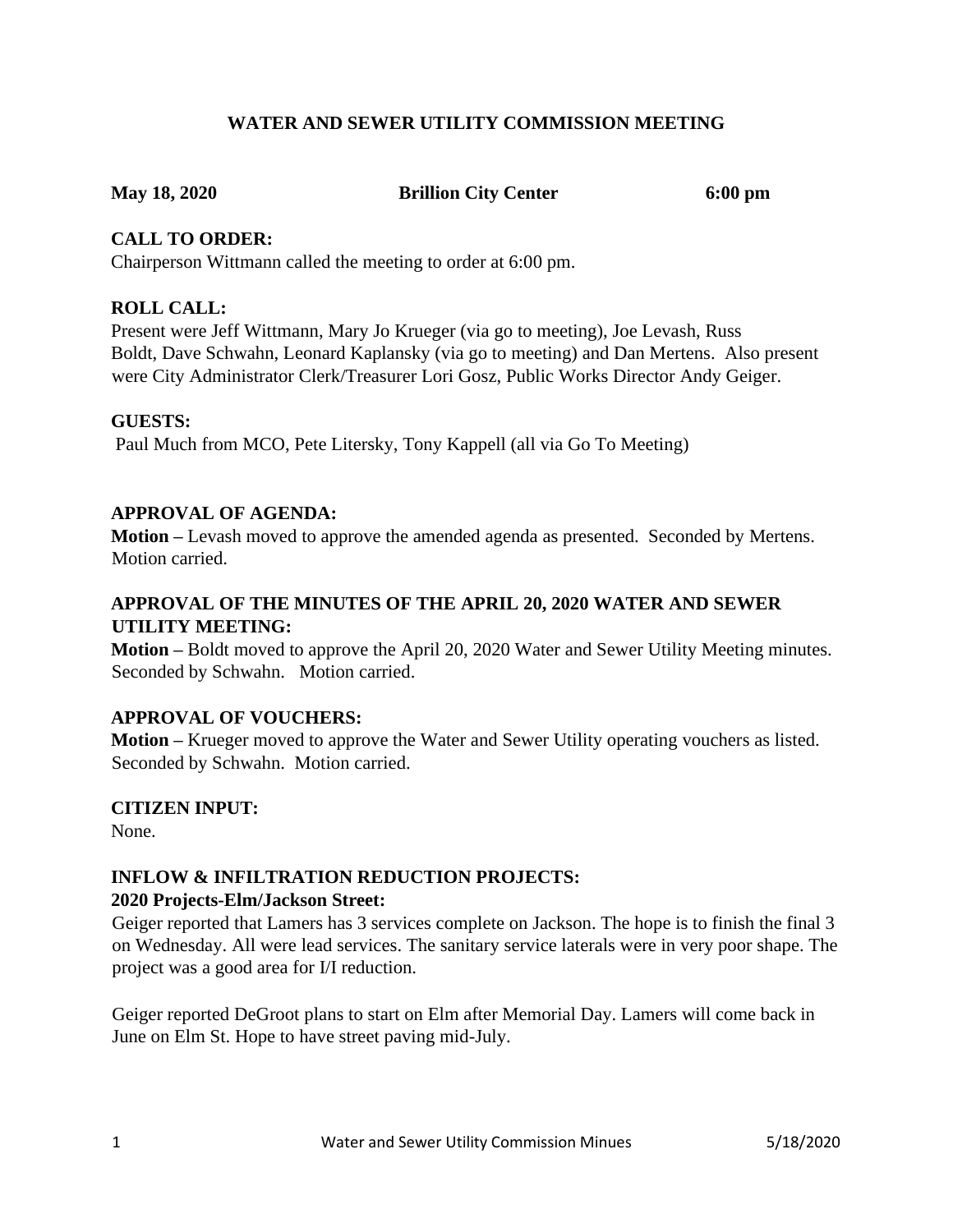# WATER AND SEWER UTILITY COMMISSION MEETING

**May 18, 2020 Brillion City Center 6:00 pm**

## CALL TO ORDER:

Chairperson Wittmann called the meeting to order at 6:00 pm.

## ROLL CALL:

Present were Jeff Wittmann, Mary Jo Krueger (via go to meeting), Joe Levash, Russ Boldt, Dave Schwahn, Leonard Kaplansky (via go to meeting) and Dan Mertens. Also present were City Administrator Clerk/Treasurer Lori Gosz, Public Works Director Andy Geiger.

## GUESTS:

Paul Much from MCO, Pete Litersky, Tony Kappell (all via Go To Meeting)

## APPROVAL OF AGENDA:

**Motion –** Levash moved to approve the amended agenda as presented. Seconded by Mertens. Motion carried.

## APPROVAL OF THE MINUTES OF THE APRIL 20, 2020 WATER AND SEWER UTILITY MEETING:

**Motion –** Boldt moved to approve the April 20, 2020 Water and Sewer Utility Meeting minutes. Seconded by Schwahn. Motion carried.

## APPROVAL OF VOUCHERS:

**Motion –** Krueger moved to approve the Water and Sewer Utility operating vouchers as listed. Seconded by Schwahn. Motion carried.

## CITIZEN INPUT:

None.

## INFLOW & INFILTRATION REDUCTION PROJECTS:

### 2020 Projects-Elm/Jackson Street:

Geiger reported that Lamers has 3 services complete on Jackson. The hope is to finish the final 3 on Wednesday. All were lead services. The sanitary service laterals were in very poor shape. The project was a good area for I/I reduction.

Geiger reported DeGroot plans to start on Elm after Memorial Day. Lamers will come back in June on Elm St. Hope to have street paving mid-July.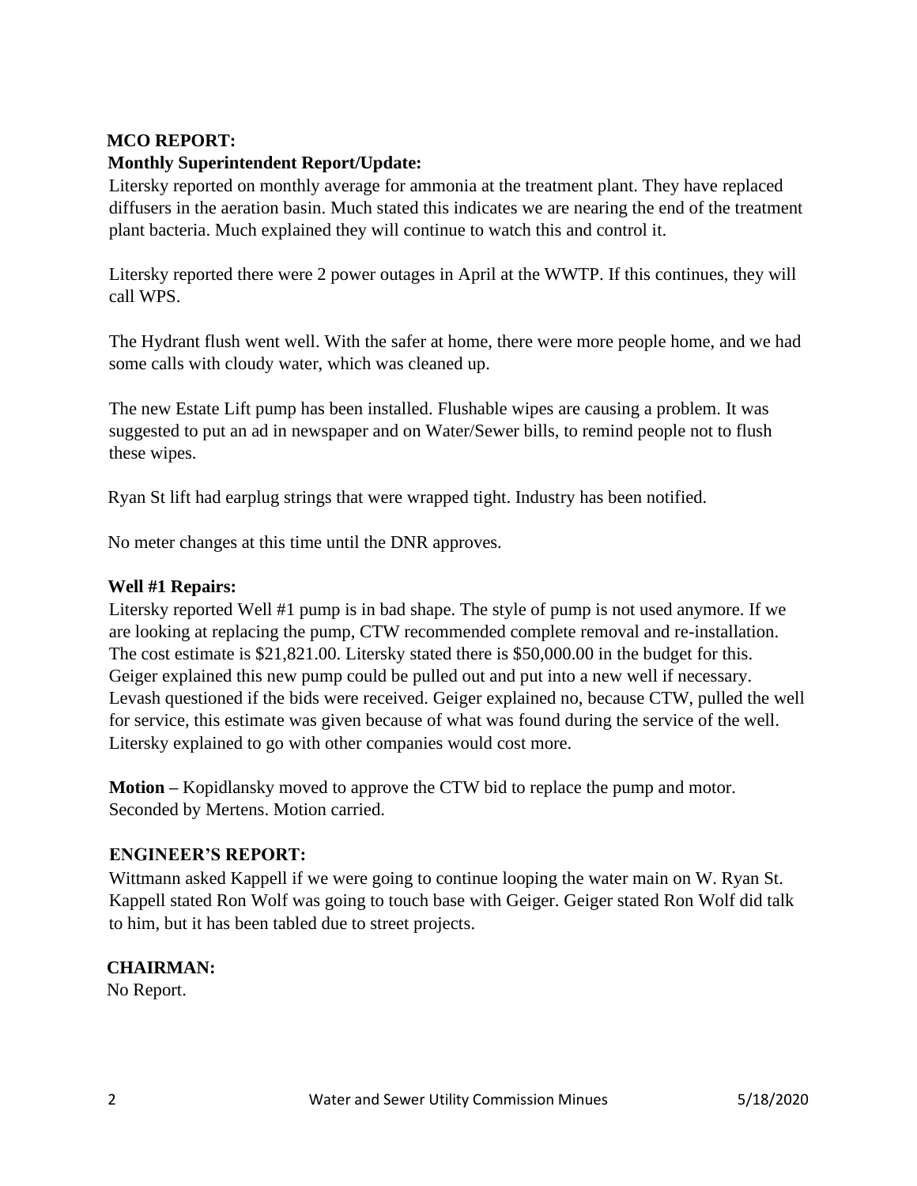## MCO REPORT:

### Monthly Superintendent Report/Update:

Litersky reported on monthly average for ammonia at the treatment plant. They have replaced diffusers in the aeration basin. Much stated this indicates we are nearing the end of the treatment plant bacteria. Much explained they will continue to watch this and control it.

Litersky reported there were 2 power outages in April at the WWTP. If this continues, they will call WPS.

The Hydrant flush went well. With the safer at home, there were more people home, and we had some calls with cloudy water, which was cleaned up.

The new Estate Lift pump has been installed. Flushable wipes are causing a problem. It was suggested to put an ad in newspaper and on Water/Sewer bills, to remind people not to flush these wipes.

Ryan St lift had earplug strings that were wrapped tight. Industry has been notified.

No meter changes at this time until the DNR approves.

### Well #1 Repairs:

Litersky reported Well #1 pump is in bad shape. The style of pump is not used anymore. If we are looking at replacing the pump, CTW recommended complete removal and re-installation. The cost estimate is $21,821.00. Litersky stated there is $50,000.00 in the budget for this. Geiger explained this new pump could be pulled out and put into a new well if necessary. Levash questioned if the bids were received. Geiger explained no, because CTW, pulled the well for service, this estimate was given because of what was found during the service of the well. Litersky explained to go with other companies would cost more.

**Motion –** Kopidlansky moved to approve the CTW bid to replace the pump and motor. Seconded by Mertens. Motion carried.

## ENGINEER'S REPORT:

Wittmann asked Kappell if we were going to continue looping the water main on W. Ryan St. Kappell stated Ron Wolf was going to touch base with Geiger. Geiger stated Ron Wolf did talk to him, but it has been tabled due to street projects.

## CHAIRMAN:

No Report.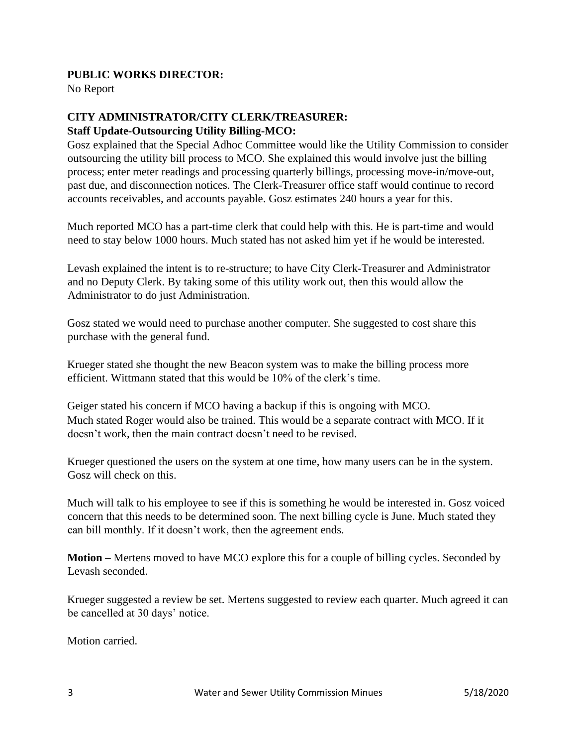**PUBLIC WORKS DIRECTOR:**
No Report

**CITY ADMINISTRATOR/CITY CLERK/TREASURER:**
**Staff Update-Outsourcing Utility Billing-MCO:**
Gosz explained that the Special Adhoc Committee would like the Utility Commission to consider outsourcing the utility bill process to MCO. She explained this would involve just the billing process; enter meter readings and processing quarterly billings, processing move-in/move-out, past due, and disconnection notices. The Clerk-Treasurer office staff would continue to record accounts receivables, and accounts payable. Gosz estimates 240 hours a year for this.

Much reported MCO has a part-time clerk that could help with this. He is part-time and would need to stay below 1000 hours. Much stated has not asked him yet if he would be interested.

Levash explained the intent is to re-structure; to have City Clerk-Treasurer and Administrator and no Deputy Clerk. By taking some of this utility work out, then this would allow the Administrator to do just Administration.

Gosz stated we would need to purchase another computer. She suggested to cost share this purchase with the general fund.

Krueger stated she thought the new Beacon system was to make the billing process more efficient. Wittmann stated that this would be 10% of the clerk's time.

Geiger stated his concern if MCO having a backup if this is ongoing with MCO.
Much stated Roger would also be trained. This would be a separate contract with MCO. If it doesn't work, then the main contract doesn't need to be revised.

Krueger questioned the users on the system at one time, how many users can be in the system. Gosz will check on this.

Much will talk to his employee to see if this is something he would be interested in. Gosz voiced concern that this needs to be determined soon. The next billing cycle is June. Much stated they can bill monthly. If it doesn't work, then the agreement ends.

**Motion** – Mertens moved to have MCO explore this for a couple of billing cycles. Seconded by Levash seconded.

Krueger suggested a review be set. Mertens suggested to review each quarter. Much agreed it can be cancelled at 30 days' notice.

Motion carried.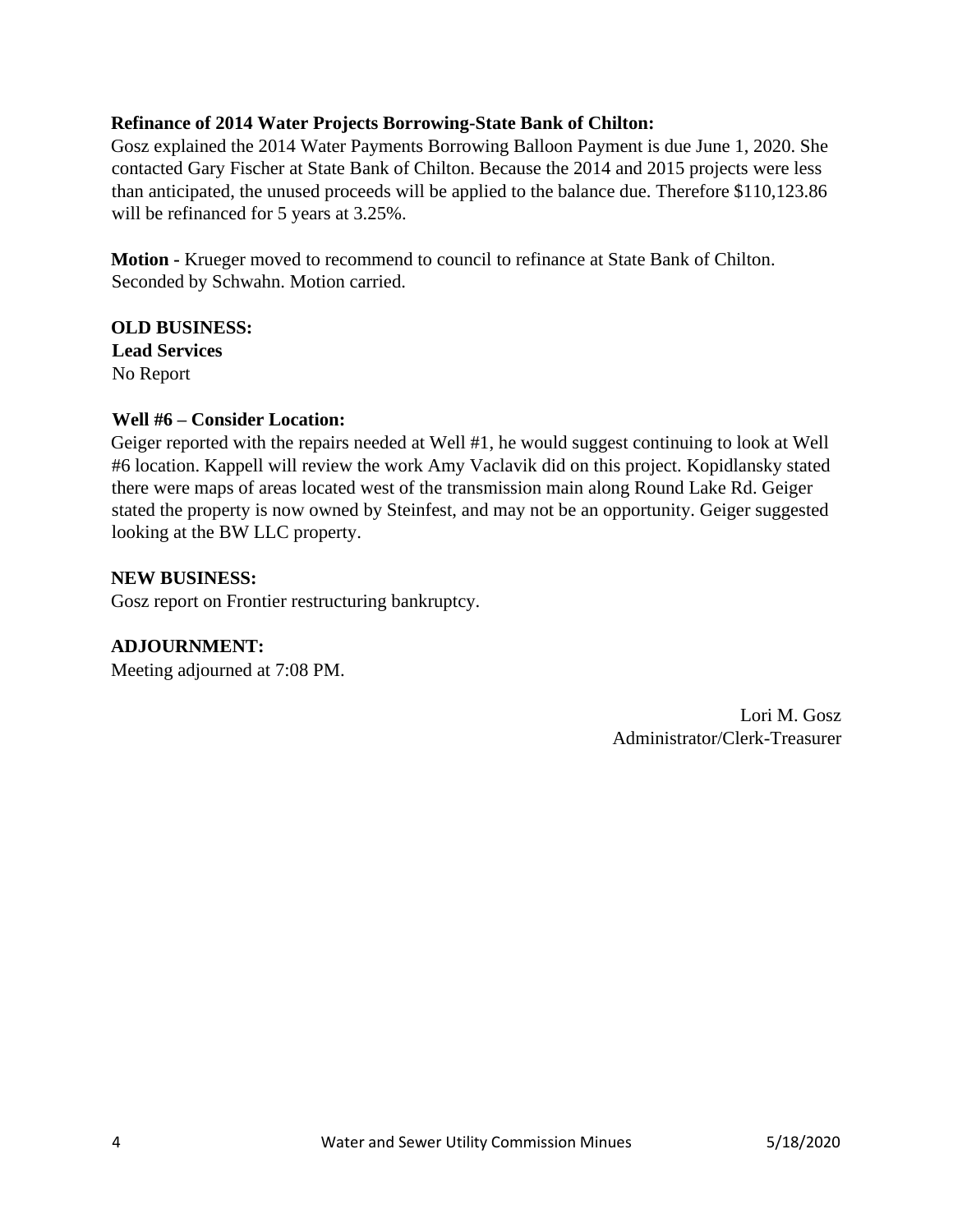**Refinance of 2014 Water Projects Borrowing-State Bank of Chilton:**

Gosz explained the 2014 Water Payments Borrowing Balloon Payment is due June 1, 2020. She contacted Gary Fischer at State Bank of Chilton. Because the 2014 and 2015 projects were less than anticipated, the unused proceeds will be applied to the balance due. Therefore $110,123.86 will be refinanced for 5 years at 3.25%.

**Motion -** Krueger moved to recommend to council to refinance at State Bank of Chilton. Seconded by Schwahn. Motion carried.

**OLD BUSINESS:**

**Lead Services**

No Report

**Well #6 – Consider Location:**

Geiger reported with the repairs needed at Well #1, he would suggest continuing to look at Well #6 location. Kappell will review the work Amy Vaclavik did on this project. Kopidlansky stated there were maps of areas located west of the transmission main along Round Lake Rd. Geiger stated the property is now owned by Steinfest, and may not be an opportunity. Geiger suggested looking at the BW LLC property.

**NEW BUSINESS:**

Gosz report on Frontier restructuring bankruptcy.

**ADJOURNMENT:**

Meeting adjourned at 7:08 PM.

Lori M. Gosz
Administrator/Clerk-Treasurer